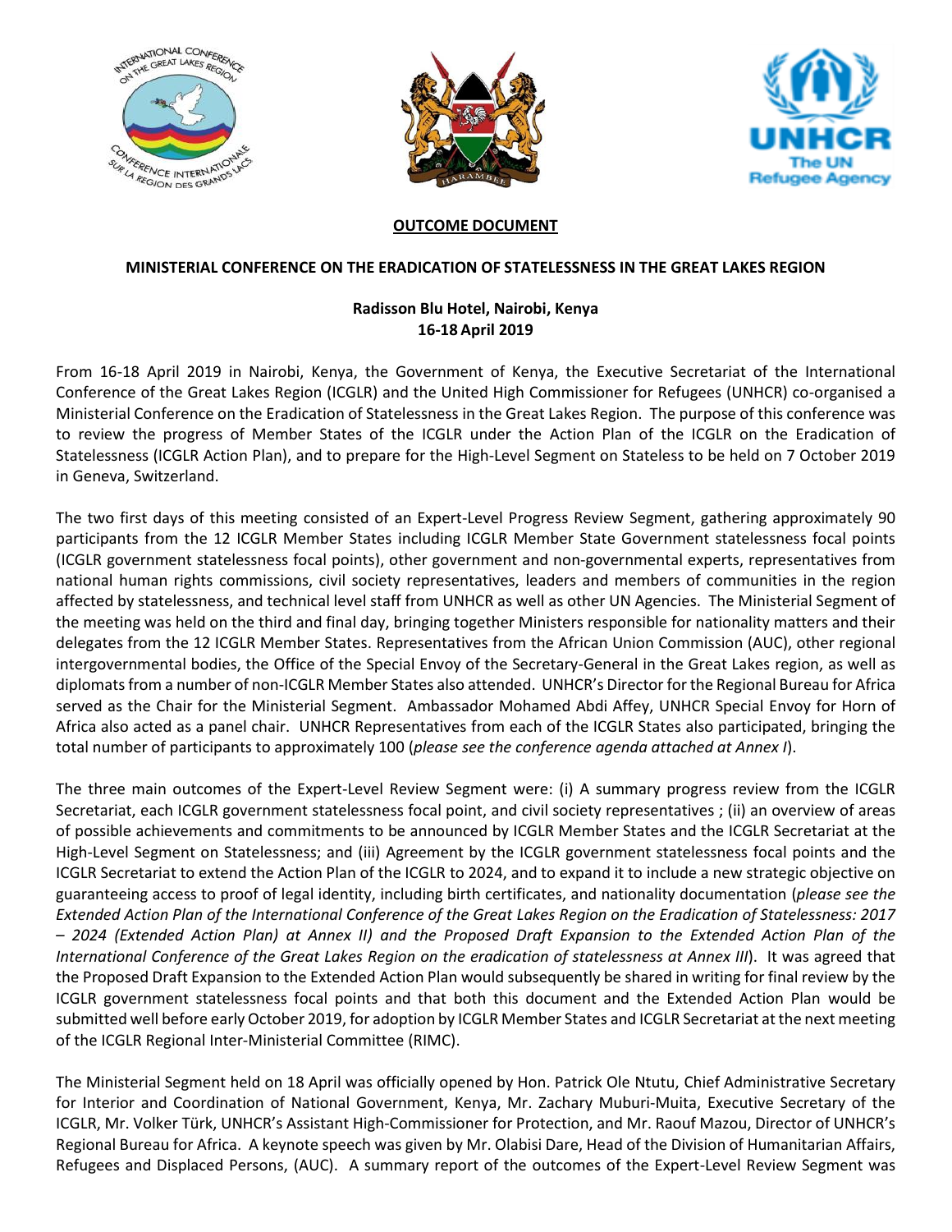**OUTCOME DOCUMENT**

**MINISTERIAL CONFERENCE ON THE ERADICATION OF STATELESSNESS IN THE GREAT LAKES REGION**

**Radisson Blu Hotel, Nairobi, Kenya**
**16-18 April 2019**

From 16-18 April 2019 in Nairobi, Kenya, the Government of Kenya, the Executive Secretariat of the International Conference of the Great Lakes Region (ICGLR) and the United High Commissioner for Refugees (UNHCR) co-organised a Ministerial Conference on the Eradication of Statelessness in the Great Lakes Region. The purpose of this conference was to review the progress of Member States of the ICGLR under the Action Plan of the ICGLR on the Eradication of Statelessness (ICGLR Action Plan), and to prepare for the High-Level Segment on Stateless to be held on 7 October 2019 in Geneva, Switzerland.

The two first days of this meeting consisted of an Expert-Level Progress Review Segment, gathering approximately 90 participants from the 12 ICGLR Member States including ICGLR Member State Government statelessness focal points (ICGLR government statelessness focal points), other government and non-governmental experts, representatives from national human rights commissions, civil society representatives, leaders and members of communities in the region affected by statelessness, and technical level staff from UNHCR as well as other UN Agencies. The Ministerial Segment of the meeting was held on the third and final day, bringing together Ministers responsible for nationality matters and their delegates from the 12 ICGLR Member States. Representatives from the African Union Commission (AUC), other regional intergovernmental bodies, the Office of the Special Envoy of the Secretary-General in the Great Lakes region, as well as diplomats from a number of non-ICGLR Member States also attended. UNHCR's Director for the Regional Bureau for Africa served as the Chair for the Ministerial Segment. Ambassador Mohamed Abdi Affey, UNHCR Special Envoy for Horn of Africa also acted as a panel chair. UNHCR Representatives from each of the ICGLR States also participated, bringing the total number of participants to approximately 100 (*please see the conference agenda attached at Annex I*).

The three main outcomes of the Expert-Level Review Segment were: (i) A summary progress review from the ICGLR Secretariat, each ICGLR government statelessness focal point, and civil society representatives ; (ii) an overview of areas of possible achievements and commitments to be announced by ICGLR Member States and the ICGLR Secretariat at the High-Level Segment on Statelessness; and (iii) Agreement by the ICGLR government statelessness focal points and the ICGLR Secretariat to extend the Action Plan of the ICGLR to 2024, and to expand it to include a new strategic objective on guaranteeing access to proof of legal identity, including birth certificates, and nationality documentation (*please see the Extended Action Plan of the International Conference of the Great Lakes Region on the Eradication of Statelessness: 2017 – 2024 (Extended Action Plan) at Annex II) and the Proposed Draft Expansion to the Extended Action Plan of the International Conference of the Great Lakes Region on the eradication of statelessness at Annex III*). It was agreed that the Proposed Draft Expansion to the Extended Action Plan would subsequently be shared in writing for final review by the ICGLR government statelessness focal points and that both this document and the Extended Action Plan would be submitted well before early October 2019, for adoption by ICGLR Member States and ICGLR Secretariat at the next meeting of the ICGLR Regional Inter-Ministerial Committee (RIMC).

The Ministerial Segment held on 18 April was officially opened by Hon. Patrick Ole Ntutu, Chief Administrative Secretary for Interior and Coordination of National Government, Kenya, Mr. Zachary Muburi-Muita, Executive Secretary of the ICGLR, Mr. Volker Türk, UNHCR's Assistant High-Commissioner for Protection, and Mr. Raouf Mazou, Director of UNHCR's Regional Bureau for Africa. A keynote speech was given by Mr. Olabisi Dare, Head of the Division of Humanitarian Affairs, Refugees and Displaced Persons, (AUC). A summary report of the outcomes of the Expert-Level Review Segment was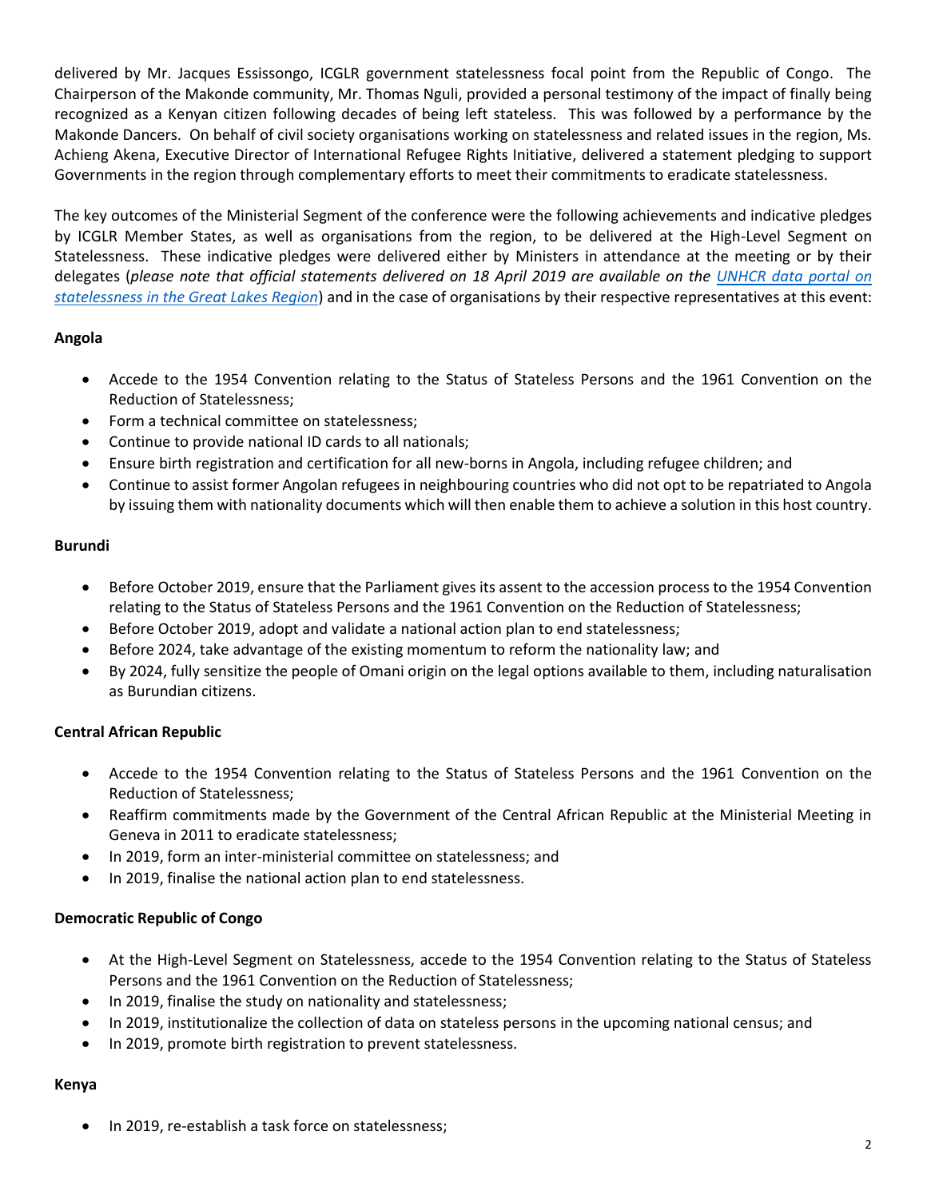delivered by Mr. Jacques Essissongo, ICGLR government statelessness focal point from the Republic of Congo. The Chairperson of the Makonde community, Mr. Thomas Nguli, provided a personal testimony of the impact of finally being recognized as a Kenyan citizen following decades of being left stateless. This was followed by a performance by the Makonde Dancers. On behalf of civil society organisations working on statelessness and related issues in the region, Ms. Achieng Akena, Executive Director of International Refugee Rights Initiative, delivered a statement pledging to support Governments in the region through complementary efforts to meet their commitments to eradicate statelessness.

The key outcomes of the Ministerial Segment of the conference were the following achievements and indicative pledges by ICGLR Member States, as well as organisations from the region, to be delivered at the High-Level Segment on Statelessness. These indicative pledges were delivered either by Ministers in attendance at the meeting or by their delegates (*please note that official statements delivered on 18 April 2019 are available on the [UNHCR data portal on statelessness in the Great Lakes Region]*) and in the case of organisations by their respective representatives at this event:

**Angola**

- Accede to the 1954 Convention relating to the Status of Stateless Persons and the 1961 Convention on the Reduction of Statelessness;
- Form a technical committee on statelessness;
- Continue to provide national ID cards to all nationals;
- Ensure birth registration and certification for all new-borns in Angola, including refugee children; and
- Continue to assist former Angolan refugees in neighbouring countries who did not opt to be repatriated to Angola by issuing them with nationality documents which will then enable them to achieve a solution in this host country.

**Burundi**

- Before October 2019, ensure that the Parliament gives its assent to the accession process to the 1954 Convention relating to the Status of Stateless Persons and the 1961 Convention on the Reduction of Statelessness;
- Before October 2019, adopt and validate a national action plan to end statelessness;
- Before 2024, take advantage of the existing momentum to reform the nationality law; and
- By 2024, fully sensitize the people of Omani origin on the legal options available to them, including naturalisation as Burundian citizens.

**Central African Republic**

- Accede to the 1954 Convention relating to the Status of Stateless Persons and the 1961 Convention on the Reduction of Statelessness;
- Reaffirm commitments made by the Government of the Central African Republic at the Ministerial Meeting in Geneva in 2011 to eradicate statelessness;
- In 2019, form an inter-ministerial committee on statelessness; and
- In 2019, finalise the national action plan to end statelessness.

**Democratic Republic of Congo**

- At the High-Level Segment on Statelessness, accede to the 1954 Convention relating to the Status of Stateless Persons and the 1961 Convention on the Reduction of Statelessness;
- In 2019, finalise the study on nationality and statelessness;
- In 2019, institutionalize the collection of data on stateless persons in the upcoming national census; and
- In 2019, promote birth registration to prevent statelessness.

**Kenya**

- In 2019, re-establish a task force on statelessness;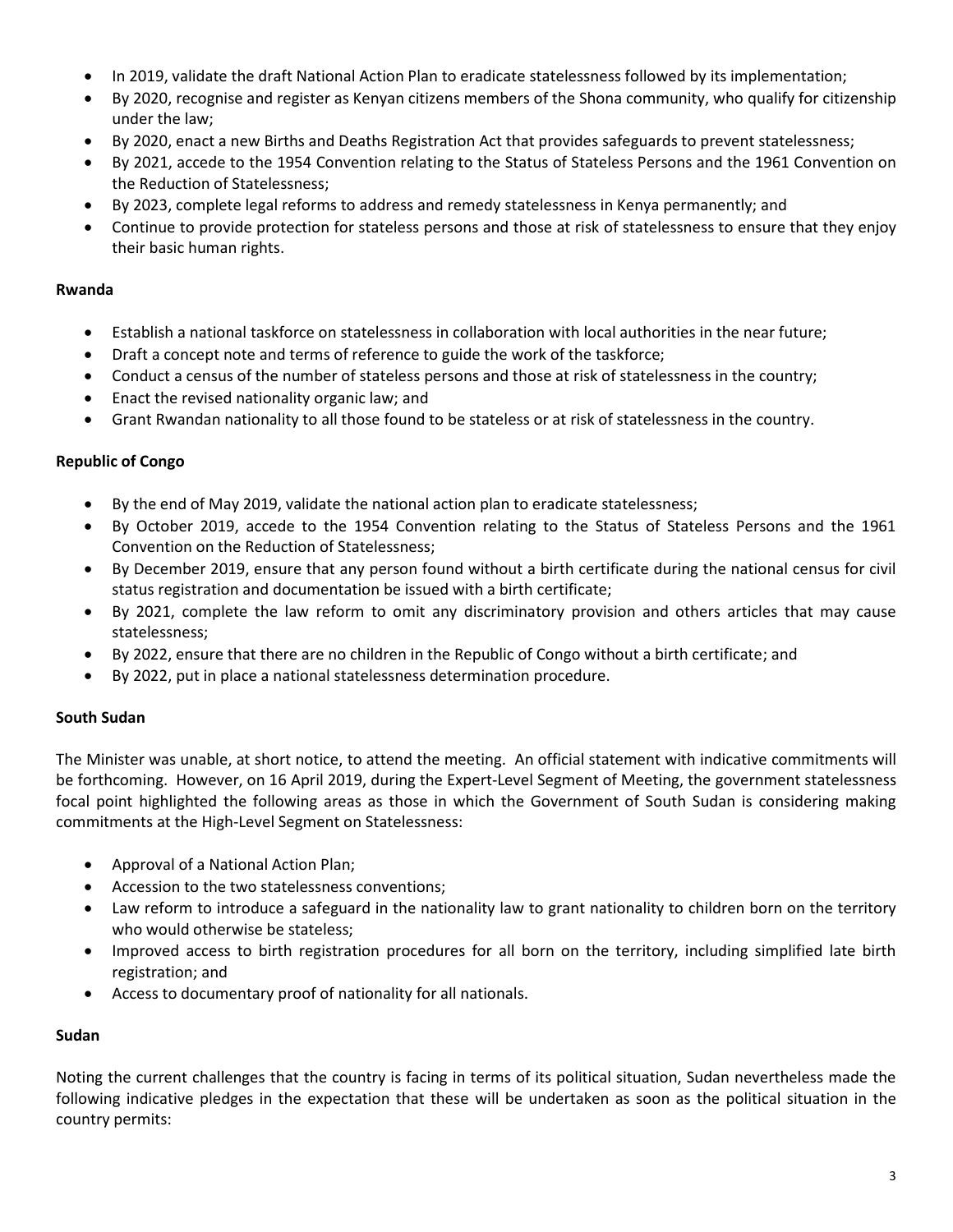- In 2019, validate the draft National Action Plan to eradicate statelessness followed by its implementation;
- By 2020, recognise and register as Kenyan citizens members of the Shona community, who qualify for citizenship under the law;
- By 2020, enact a new Births and Deaths Registration Act that provides safeguards to prevent statelessness;
- By 2021, accede to the 1954 Convention relating to the Status of Stateless Persons and the 1961 Convention on the Reduction of Statelessness;
- By 2023, complete legal reforms to address and remedy statelessness in Kenya permanently; and
- Continue to provide protection for stateless persons and those at risk of statelessness to ensure that they enjoy their basic human rights.

**Rwanda**

- Establish a national taskforce on statelessness in collaboration with local authorities in the near future;
- Draft a concept note and terms of reference to guide the work of the taskforce;
- Conduct a census of the number of stateless persons and those at risk of statelessness in the country;
- Enact the revised nationality organic law; and
- Grant Rwandan nationality to all those found to be stateless or at risk of statelessness in the country.

**Republic of Congo**

- By the end of May 2019, validate the national action plan to eradicate statelessness;
- By October 2019, accede to the 1954 Convention relating to the Status of Stateless Persons and the 1961 Convention on the Reduction of Statelessness;
- By December 2019, ensure that any person found without a birth certificate during the national census for civil status registration and documentation be issued with a birth certificate;
- By 2021, complete the law reform to omit any discriminatory provision and others articles that may cause statelessness;
- By 2022, ensure that there are no children in the Republic of Congo without a birth certificate; and
- By 2022, put in place a national statelessness determination procedure.

**South Sudan**

The Minister was unable, at short notice, to attend the meeting. An official statement with indicative commitments will be forthcoming. However, on 16 April 2019, during the Expert-Level Segment of Meeting, the government statelessness focal point highlighted the following areas as those in which the Government of South Sudan is considering making commitments at the High-Level Segment on Statelessness:

- Approval of a National Action Plan;
- Accession to the two statelessness conventions;
- Law reform to introduce a safeguard in the nationality law to grant nationality to children born on the territory who would otherwise be stateless;
- Improved access to birth registration procedures for all born on the territory, including simplified late birth registration; and
- Access to documentary proof of nationality for all nationals.

**Sudan**

Noting the current challenges that the country is facing in terms of its political situation, Sudan nevertheless made the following indicative pledges in the expectation that these will be undertaken as soon as the political situation in the country permits: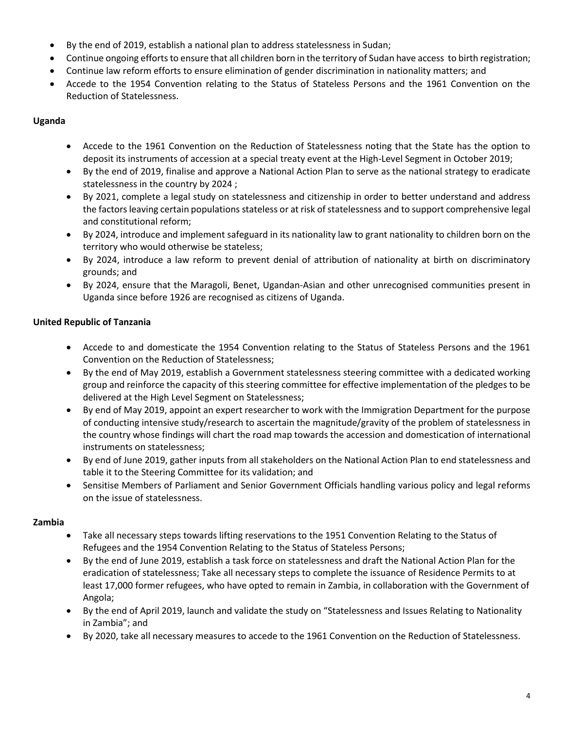- By the end of 2019, establish a national plan to address statelessness in Sudan;
- Continue ongoing efforts to ensure that all children born in the territory of Sudan have access to birth registration;
- Continue law reform efforts to ensure elimination of gender discrimination in nationality matters; and
- Accede to the 1954 Convention relating to the Status of Stateless Persons and the 1961 Convention on the Reduction of Statelessness.

**Uganda**

- Accede to the 1961 Convention on the Reduction of Statelessness noting that the State has the option to deposit its instruments of accession at a special treaty event at the High-Level Segment in October 2019;
- By the end of 2019, finalise and approve a National Action Plan to serve as the national strategy to eradicate statelessness in the country by 2024 ;
- By 2021, complete a legal study on statelessness and citizenship in order to better understand and address the factors leaving certain populations stateless or at risk of statelessness and to support comprehensive legal and constitutional reform;
- By 2024, introduce and implement safeguard in its nationality law to grant nationality to children born on the territory who would otherwise be stateless;
- By 2024, introduce a law reform to prevent denial of attribution of nationality at birth on discriminatory grounds; and
- By 2024, ensure that the Maragoli, Benet, Ugandan-Asian and other unrecognised communities present in Uganda since before 1926 are recognised as citizens of Uganda.

**United Republic of Tanzania**

- Accede to and domesticate the 1954 Convention relating to the Status of Stateless Persons and the 1961 Convention on the Reduction of Statelessness;
- By the end of May 2019, establish a Government statelessness steering committee with a dedicated working group and reinforce the capacity of this steering committee for effective implementation of the pledges to be delivered at the High Level Segment on Statelessness;
- By end of May 2019, appoint an expert researcher to work with the Immigration Department for the purpose of conducting intensive study/research to ascertain the magnitude/gravity of the problem of statelessness in the country whose findings will chart the road map towards the accession and domestication of international instruments on statelessness;
- By end of June 2019, gather inputs from all stakeholders on the National Action Plan to end statelessness and table it to the Steering Committee for its validation; and
- Sensitise Members of Parliament and Senior Government Officials handling various policy and legal reforms on the issue of statelessness.

**Zambia**

- Take all necessary steps towards lifting reservations to the 1951 Convention Relating to the Status of Refugees and the 1954 Convention Relating to the Status of Stateless Persons;
- By the end of June 2019, establish a task force on statelessness and draft the National Action Plan for the eradication of statelessness; Take all necessary steps to complete the issuance of Residence Permits to at least 17,000 former refugees, who have opted to remain in Zambia, in collaboration with the Government of Angola;
- By the end of April 2019, launch and validate the study on "Statelessness and Issues Relating to Nationality in Zambia"; and
- By 2020, take all necessary measures to accede to the 1961 Convention on the Reduction of Statelessness.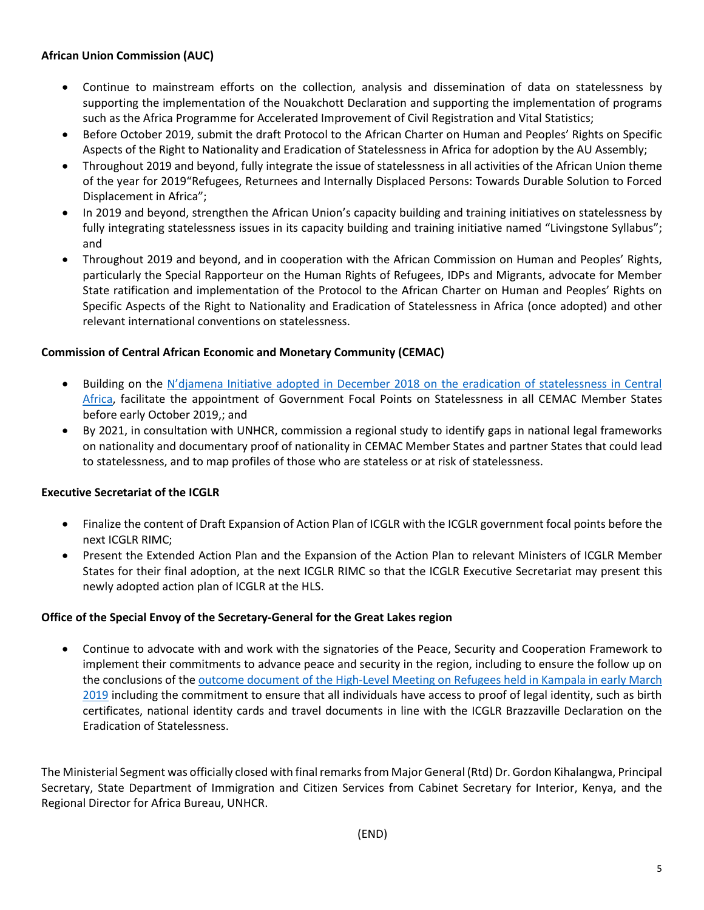**African Union Commission (AUC)**

- Continue to mainstream efforts on the collection, analysis and dissemination of data on statelessness by supporting the implementation of the Nouakchott Declaration and supporting the implementation of programs such as the Africa Programme for Accelerated Improvement of Civil Registration and Vital Statistics;
- Before October 2019, submit the draft Protocol to the African Charter on Human and Peoples' Rights on Specific Aspects of the Right to Nationality and Eradication of Statelessness in Africa for adoption by the AU Assembly;
- Throughout 2019 and beyond, fully integrate the issue of statelessness in all activities of the African Union theme of the year for 2019"Refugees, Returnees and Internally Displaced Persons: Towards Durable Solution to Forced Displacement in Africa";
- In 2019 and beyond, strengthen the African Union's capacity building and training initiatives on statelessness by fully integrating statelessness issues in its capacity building and training initiative named "Livingstone Syllabus"; and
- Throughout 2019 and beyond, and in cooperation with the African Commission on Human and Peoples' Rights, particularly the Special Rapporteur on the Human Rights of Refugees, IDPs and Migrants, advocate for Member State ratification and implementation of the Protocol to the African Charter on Human and Peoples' Rights on Specific Aspects of the Right to Nationality and Eradication of Statelessness in Africa (once adopted) and other relevant international conventions on statelessness.

**Commission of Central African Economic and Monetary Community (CEMAC)**

- Building on the N'djamena Initiative adopted in December 2018 on the eradication of statelessness in Central Africa, facilitate the appointment of Government Focal Points on Statelessness in all CEMAC Member States before early October 2019,; and
- By 2021, in consultation with UNHCR, commission a regional study to identify gaps in national legal frameworks on nationality and documentary proof of nationality in CEMAC Member States and partner States that could lead to statelessness, and to map profiles of those who are stateless or at risk of statelessness.

**Executive Secretariat of the ICGLR**

- Finalize the content of Draft Expansion of Action Plan of ICGLR with the ICGLR government focal points before the next ICGLR RIMC;
- Present the Extended Action Plan and the Expansion of the Action Plan to relevant Ministers of ICGLR Member States for their final adoption, at the next ICGLR RIMC so that the ICGLR Executive Secretariat may present this newly adopted action plan of ICGLR at the HLS.

**Office of the Special Envoy of the Secretary-General for the Great Lakes region**

- Continue to advocate with and work with the signatories of the Peace, Security and Cooperation Framework to implement their commitments to advance peace and security in the region, including to ensure the follow up on the conclusions of the outcome document of the High-Level Meeting on Refugees held in Kampala in early March 2019 including the commitment to ensure that all individuals have access to proof of legal identity, such as birth certificates, national identity cards and travel documents in line with the ICGLR Brazzaville Declaration on the Eradication of Statelessness.

The Ministerial Segment was officially closed with final remarks from Major General (Rtd) Dr. Gordon Kihalangwa, Principal Secretary, State Department of Immigration and Citizen Services from Cabinet Secretary for Interior, Kenya, and the Regional Director for Africa Bureau, UNHCR.

(END)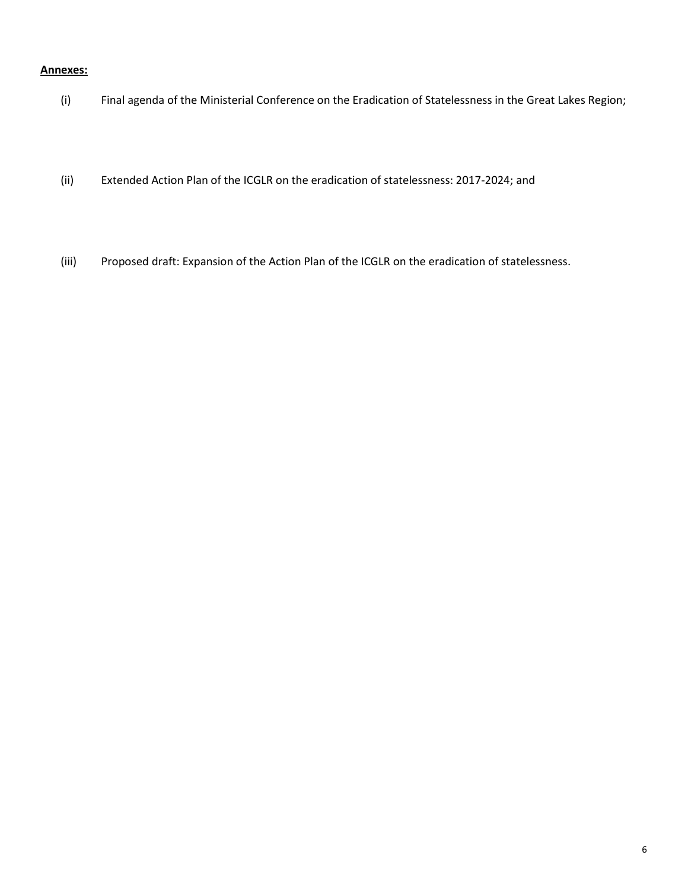**Annexes:**

(i) Final agenda of the Ministerial Conference on the Eradication of Statelessness in the Great Lakes Region;

(ii) Extended Action Plan of the ICGLR on the eradication of statelessness: 2017-2024; and

(iii) Proposed draft: Expansion of the Action Plan of the ICGLR on the eradication of statelessness.